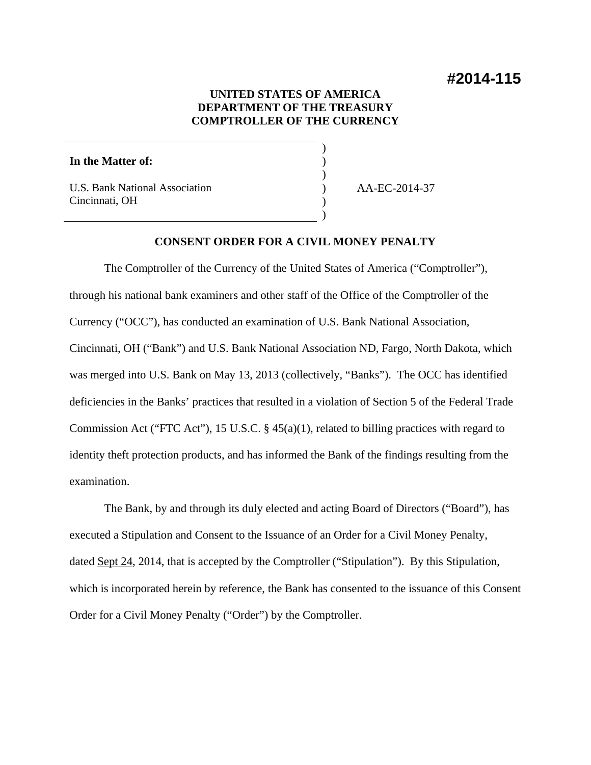# #2014-115

**UNITED STATES OF AMERICA**
**DEPARTMENT OF THE TREASURY**
**COMPTROLLER OF THE CURRENCY**

| | |
|---|---|
| **In the Matter of:** | |
| U.S. Bank National Association<br>Cincinnati, OH | AA-EC-2014-37 |

**CONSENT ORDER FOR A CIVIL MONEY PENALTY**

The Comptroller of the Currency of the United States of America ("Comptroller"), through his national bank examiners and other staff of the Office of the Comptroller of the Currency ("OCC"), has conducted an examination of U.S. Bank National Association, Cincinnati, OH ("Bank") and U.S. Bank National Association ND, Fargo, North Dakota, which was merged into U.S. Bank on May 13, 2013 (collectively, "Banks"). The OCC has identified deficiencies in the Banks' practices that resulted in a violation of Section 5 of the Federal Trade Commission Act ("FTC Act"), 15 U.S.C. § 45(a)(1), related to billing practices with regard to identity theft protection products, and has informed the Bank of the findings resulting from the examination.

The Bank, by and through its duly elected and acting Board of Directors ("Board"), has executed a Stipulation and Consent to the Issuance of an Order for a Civil Money Penalty, dated Sept 24, 2014, that is accepted by the Comptroller ("Stipulation"). By this Stipulation, which is incorporated herein by reference, the Bank has consented to the issuance of this Consent Order for a Civil Money Penalty ("Order") by the Comptroller.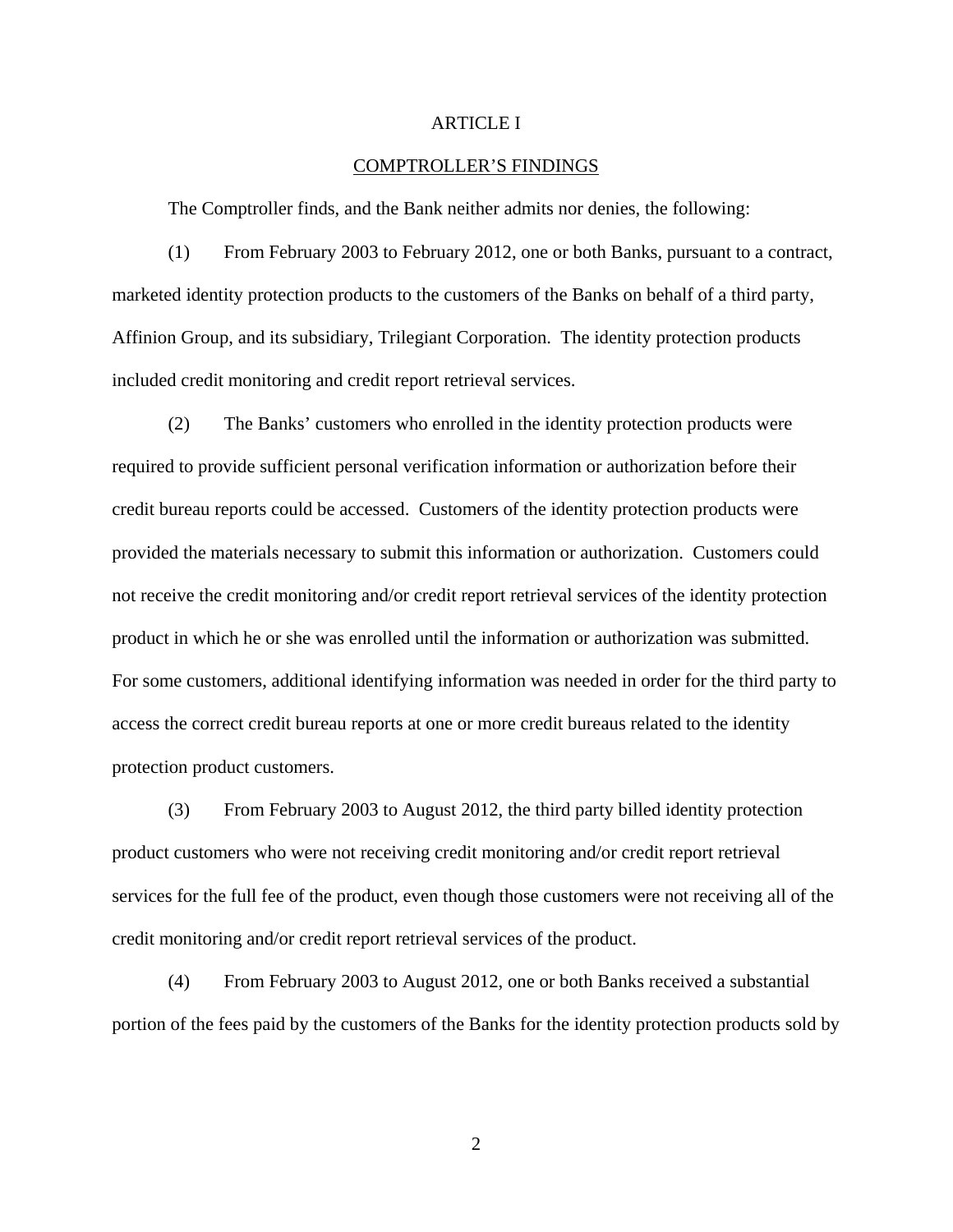# ARTICLE I

## COMPTROLLER'S FINDINGS

The Comptroller finds, and the Bank neither admits nor denies, the following:

(1) From February 2003 to February 2012, one or both Banks, pursuant to a contract, marketed identity protection products to the customers of the Banks on behalf of a third party, Affinion Group, and its subsidiary, Trilegiant Corporation. The identity protection products included credit monitoring and credit report retrieval services.

(2) The Banks' customers who enrolled in the identity protection products were required to provide sufficient personal verification information or authorization before their credit bureau reports could be accessed. Customers of the identity protection products were provided the materials necessary to submit this information or authorization. Customers could not receive the credit monitoring and/or credit report retrieval services of the identity protection product in which he or she was enrolled until the information or authorization was submitted. For some customers, additional identifying information was needed in order for the third party to access the correct credit bureau reports at one or more credit bureaus related to the identity protection product customers.

(3) From February 2003 to August 2012, the third party billed identity protection product customers who were not receiving credit monitoring and/or credit report retrieval services for the full fee of the product, even though those customers were not receiving all of the credit monitoring and/or credit report retrieval services of the product.

(4) From February 2003 to August 2012, one or both Banks received a substantial portion of the fees paid by the customers of the Banks for the identity protection products sold by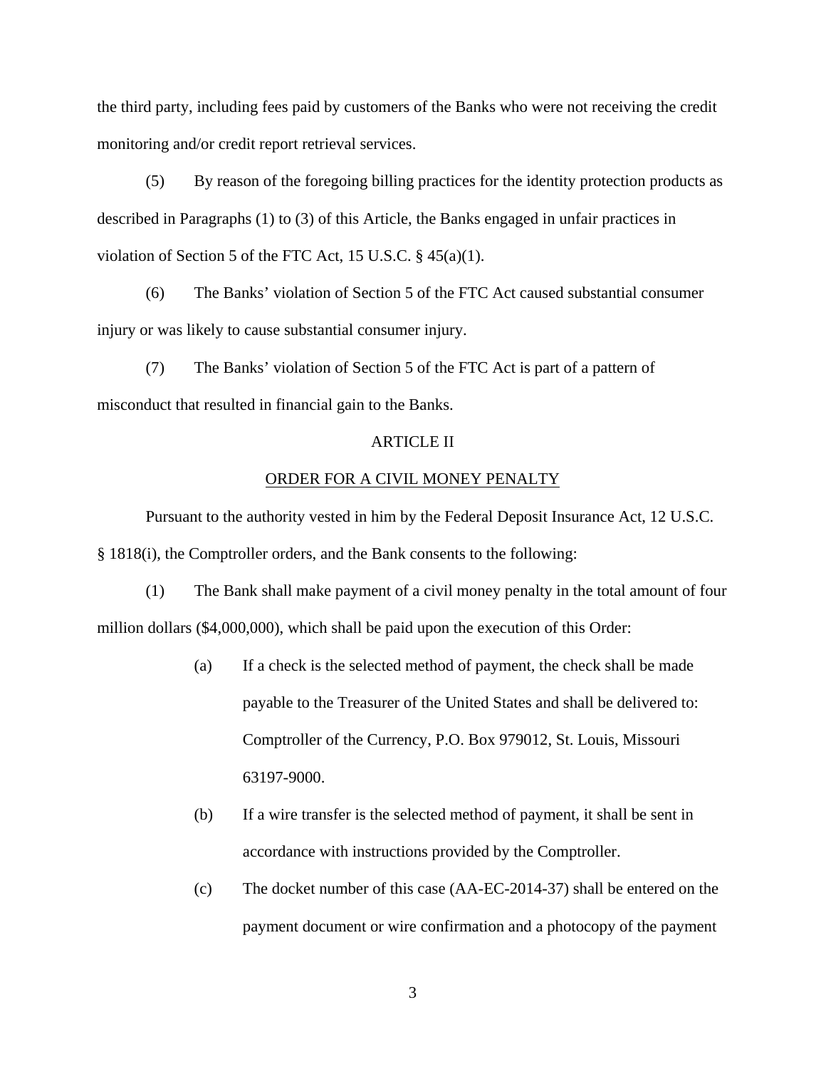the third party, including fees paid by customers of the Banks who were not receiving the credit monitoring and/or credit report retrieval services.

(5) By reason of the foregoing billing practices for the identity protection products as described in Paragraphs (1) to (3) of this Article, the Banks engaged in unfair practices in violation of Section 5 of the FTC Act, 15 U.S.C. § 45(a)(1).

(6) The Banks' violation of Section 5 of the FTC Act caused substantial consumer injury or was likely to cause substantial consumer injury.

(7) The Banks' violation of Section 5 of the FTC Act is part of a pattern of misconduct that resulted in financial gain to the Banks.

## ARTICLE II

## ORDER FOR A CIVIL MONEY PENALTY

Pursuant to the authority vested in him by the Federal Deposit Insurance Act, 12 U.S.C. § 1818(i), the Comptroller orders, and the Bank consents to the following:

(1) The Bank shall make payment of a civil money penalty in the total amount of four million dollars ($4,000,000), which shall be paid upon the execution of this Order:

> (a) If a check is the selected method of payment, the check shall be made payable to the Treasurer of the United States and shall be delivered to: Comptroller of the Currency, P.O. Box 979012, St. Louis, Missouri 63197-9000.
>
> (b) If a wire transfer is the selected method of payment, it shall be sent in accordance with instructions provided by the Comptroller.
>
> (c) The docket number of this case (AA-EC-2014-37) shall be entered on the payment document or wire confirmation and a photocopy of the payment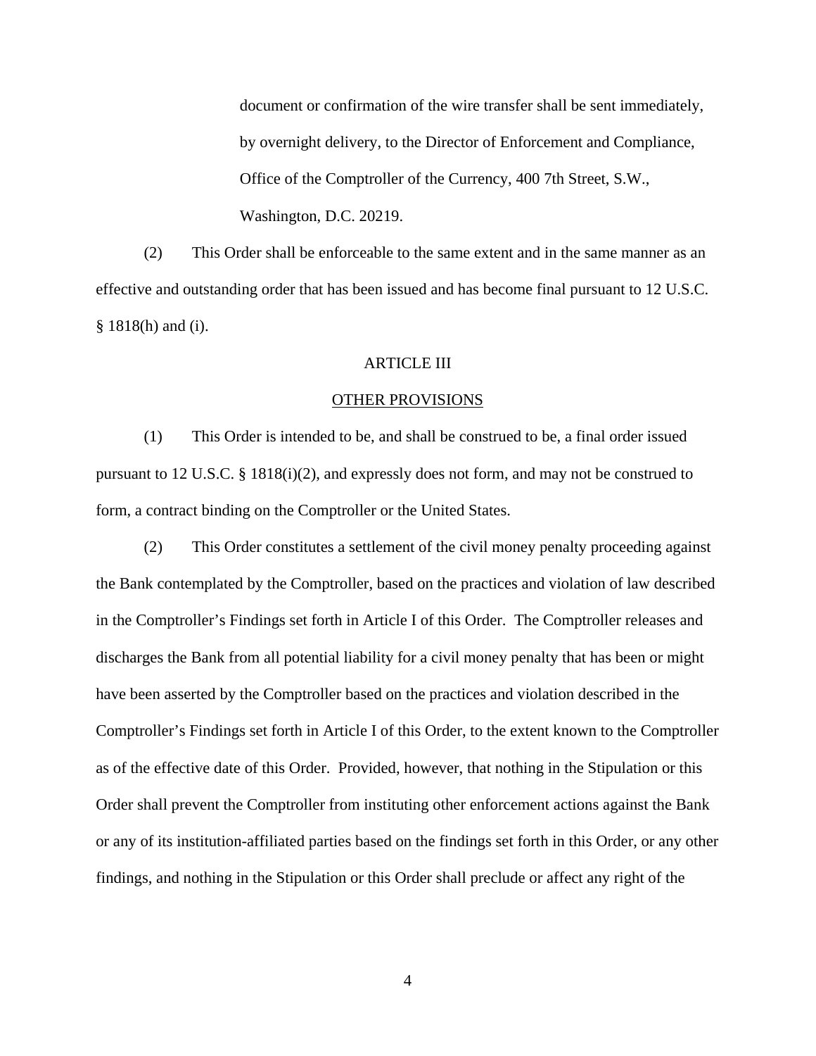document or confirmation of the wire transfer shall be sent immediately, by overnight delivery, to the Director of Enforcement and Compliance, Office of the Comptroller of the Currency, 400 7th Street, S.W., Washington, D.C. 20219.

(2) This Order shall be enforceable to the same extent and in the same manner as an effective and outstanding order that has been issued and has become final pursuant to 12 U.S.C. § 1818(h) and (i).

## ARTICLE III

## OTHER PROVISIONS

(1) This Order is intended to be, and shall be construed to be, a final order issued pursuant to 12 U.S.C. § 1818(i)(2), and expressly does not form, and may not be construed to form, a contract binding on the Comptroller or the United States.

(2) This Order constitutes a settlement of the civil money penalty proceeding against the Bank contemplated by the Comptroller, based on the practices and violation of law described in the Comptroller's Findings set forth in Article I of this Order. The Comptroller releases and discharges the Bank from all potential liability for a civil money penalty that has been or might have been asserted by the Comptroller based on the practices and violation described in the Comptroller's Findings set forth in Article I of this Order, to the extent known to the Comptroller as of the effective date of this Order. Provided, however, that nothing in the Stipulation or this Order shall prevent the Comptroller from instituting other enforcement actions against the Bank or any of its institution-affiliated parties based on the findings set forth in this Order, or any other findings, and nothing in the Stipulation or this Order shall preclude or affect any right of the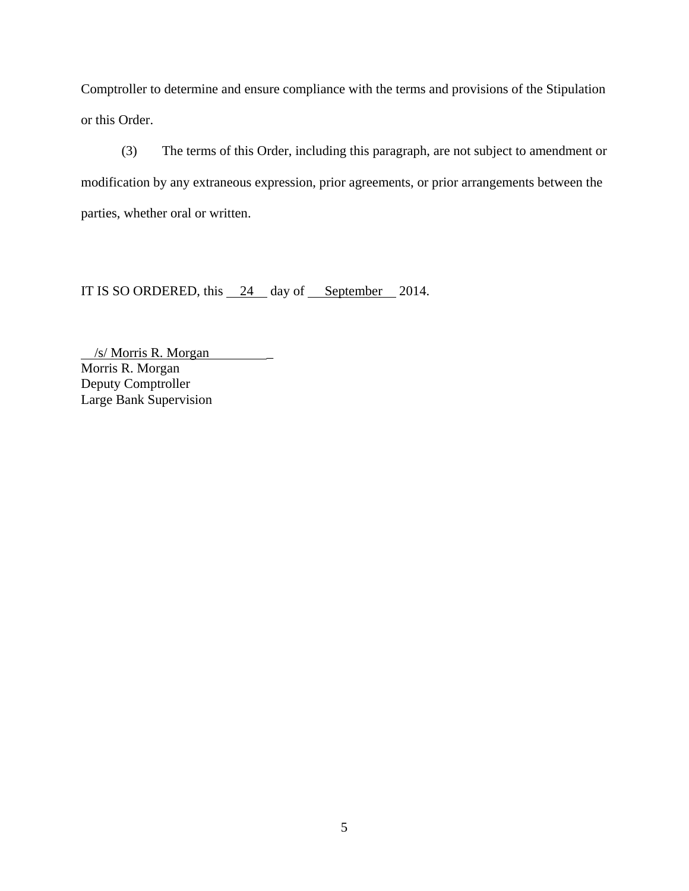Comptroller to determine and ensure compliance with the terms and provisions of the Stipulation or this Order.

(3) The terms of this Order, including this paragraph, are not subject to amendment or modification by any extraneous expression, prior agreements, or prior arrangements between the parties, whether oral or written.

IT IS SO ORDERED, this 24 day of September 2014.

/s/ Morris R. Morgan
Morris R. Morgan
Deputy Comptroller
Large Bank Supervision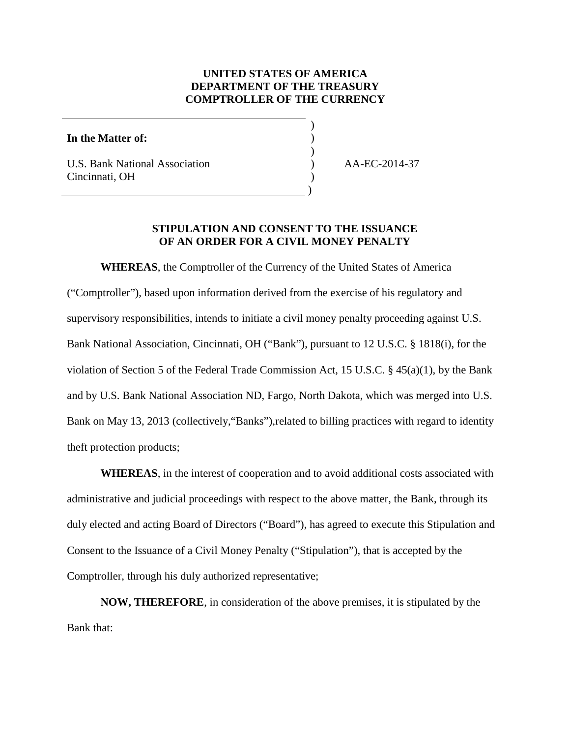**UNITED STATES OF AMERICA**
**DEPARTMENT OF THE TREASURY**
**COMPTROLLER OF THE CURRENCY**

| | | |
|---|---|---|
| **In the Matter of:** | ) | |
| | ) | |
| U.S. Bank National Association | ) | AA-EC-2014-37 |
| Cincinnati, OH | ) | |

## STIPULATION AND CONSENT TO THE ISSUANCE OF AN ORDER FOR A CIVIL MONEY PENALTY

**WHEREAS**, the Comptroller of the Currency of the United States of America ("Comptroller"), based upon information derived from the exercise of his regulatory and supervisory responsibilities, intends to initiate a civil money penalty proceeding against U.S. Bank National Association, Cincinnati, OH ("Bank"), pursuant to 12 U.S.C. § 1818(i), for the violation of Section 5 of the Federal Trade Commission Act, 15 U.S.C. § 45(a)(1), by the Bank and by U.S. Bank National Association ND, Fargo, North Dakota, which was merged into U.S. Bank on May 13, 2013 (collectively,"Banks"),related to billing practices with regard to identity theft protection products;

**WHEREAS**, in the interest of cooperation and to avoid additional costs associated with administrative and judicial proceedings with respect to the above matter, the Bank, through its duly elected and acting Board of Directors ("Board"), has agreed to execute this Stipulation and Consent to the Issuance of a Civil Money Penalty ("Stipulation"), that is accepted by the Comptroller, through his duly authorized representative;

**NOW, THEREFORE**, in consideration of the above premises, it is stipulated by the Bank that: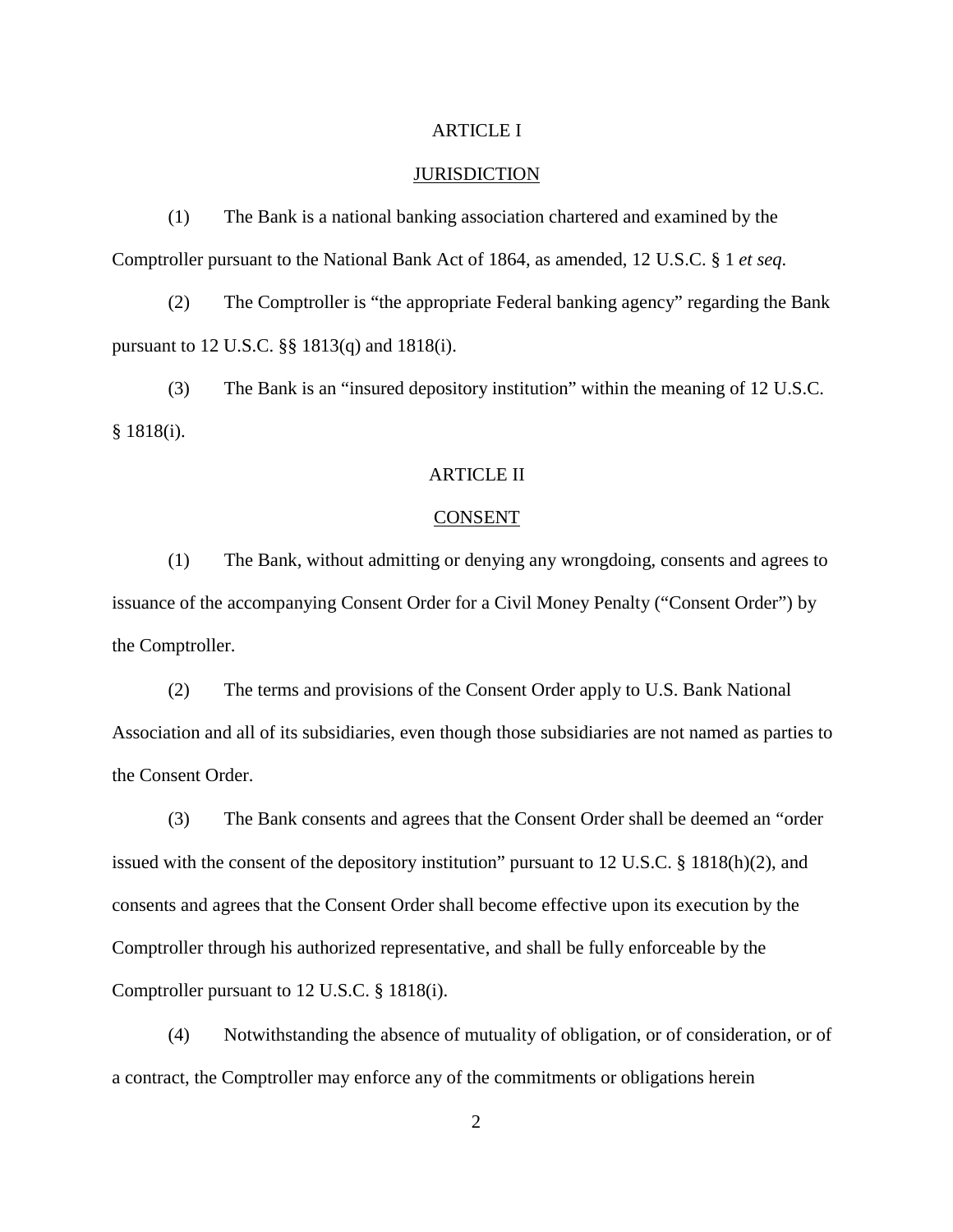## ARTICLE I

## JURISDICTION

(1) The Bank is a national banking association chartered and examined by the Comptroller pursuant to the National Bank Act of 1864, as amended, 12 U.S.C. § 1 *et seq*.

(2) The Comptroller is "the appropriate Federal banking agency" regarding the Bank pursuant to 12 U.S.C. §§ 1813(q) and 1818(i).

(3) The Bank is an "insured depository institution" within the meaning of 12 U.S.C. § 1818(i).

## ARTICLE II

## CONSENT

(1) The Bank, without admitting or denying any wrongdoing, consents and agrees to issuance of the accompanying Consent Order for a Civil Money Penalty ("Consent Order") by the Comptroller.

(2) The terms and provisions of the Consent Order apply to U.S. Bank National Association and all of its subsidiaries, even though those subsidiaries are not named as parties to the Consent Order.

(3) The Bank consents and agrees that the Consent Order shall be deemed an "order issued with the consent of the depository institution" pursuant to 12 U.S.C. § 1818(h)(2), and consents and agrees that the Consent Order shall become effective upon its execution by the Comptroller through his authorized representative, and shall be fully enforceable by the Comptroller pursuant to 12 U.S.C. § 1818(i).

(4) Notwithstanding the absence of mutuality of obligation, or of consideration, or of a contract, the Comptroller may enforce any of the commitments or obligations herein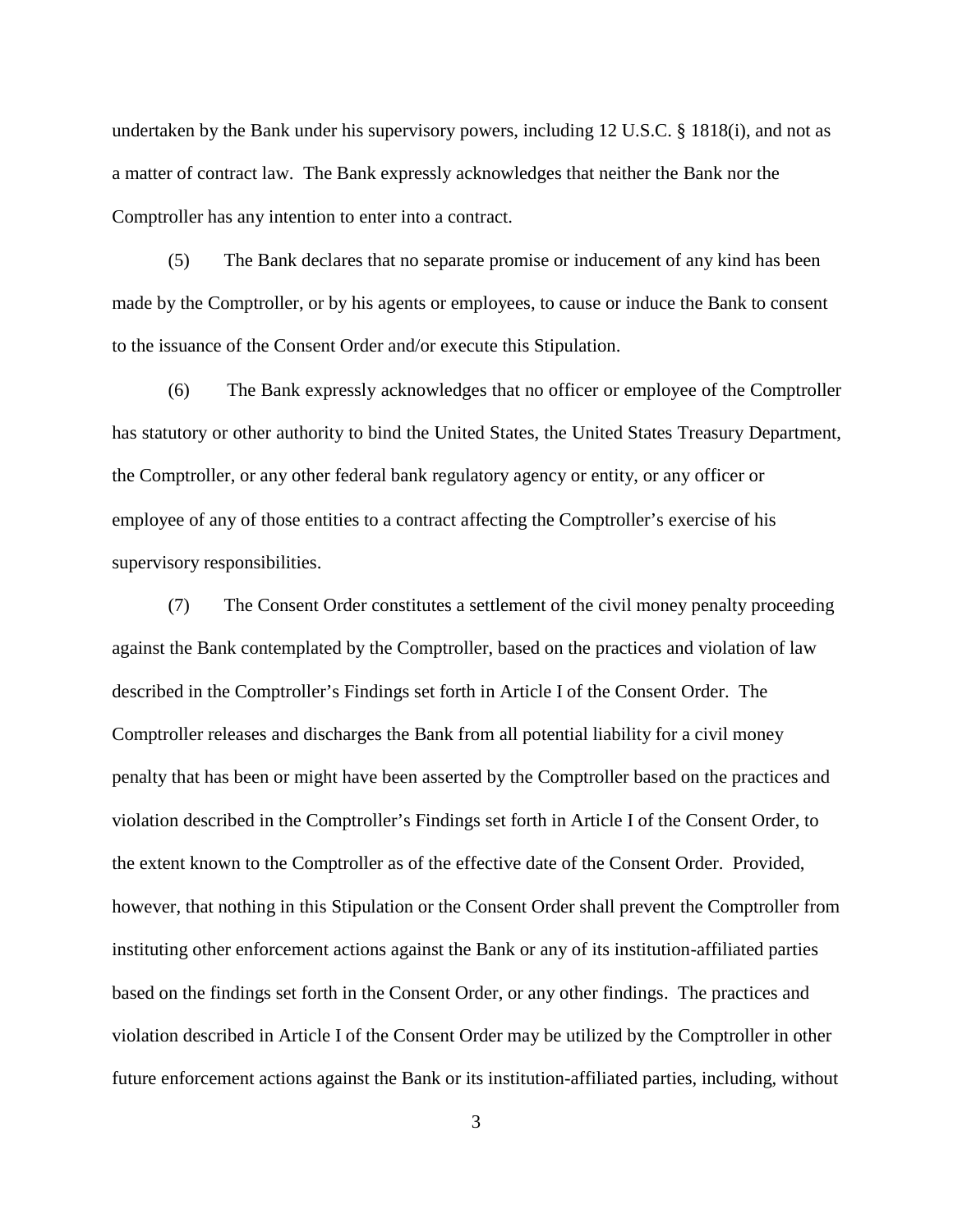undertaken by the Bank under his supervisory powers, including 12 U.S.C. § 1818(i), and not as a matter of contract law. The Bank expressly acknowledges that neither the Bank nor the Comptroller has any intention to enter into a contract.

(5) The Bank declares that no separate promise or inducement of any kind has been made by the Comptroller, or by his agents or employees, to cause or induce the Bank to consent to the issuance of the Consent Order and/or execute this Stipulation.

(6) The Bank expressly acknowledges that no officer or employee of the Comptroller has statutory or other authority to bind the United States, the United States Treasury Department, the Comptroller, or any other federal bank regulatory agency or entity, or any officer or employee of any of those entities to a contract affecting the Comptroller's exercise of his supervisory responsibilities.

(7) The Consent Order constitutes a settlement of the civil money penalty proceeding against the Bank contemplated by the Comptroller, based on the practices and violation of law described in the Comptroller's Findings set forth in Article I of the Consent Order. The Comptroller releases and discharges the Bank from all potential liability for a civil money penalty that has been or might have been asserted by the Comptroller based on the practices and violation described in the Comptroller's Findings set forth in Article I of the Consent Order, to the extent known to the Comptroller as of the effective date of the Consent Order. Provided, however, that nothing in this Stipulation or the Consent Order shall prevent the Comptroller from instituting other enforcement actions against the Bank or any of its institution-affiliated parties based on the findings set forth in the Consent Order, or any other findings. The practices and violation described in Article I of the Consent Order may be utilized by the Comptroller in other future enforcement actions against the Bank or its institution-affiliated parties, including, without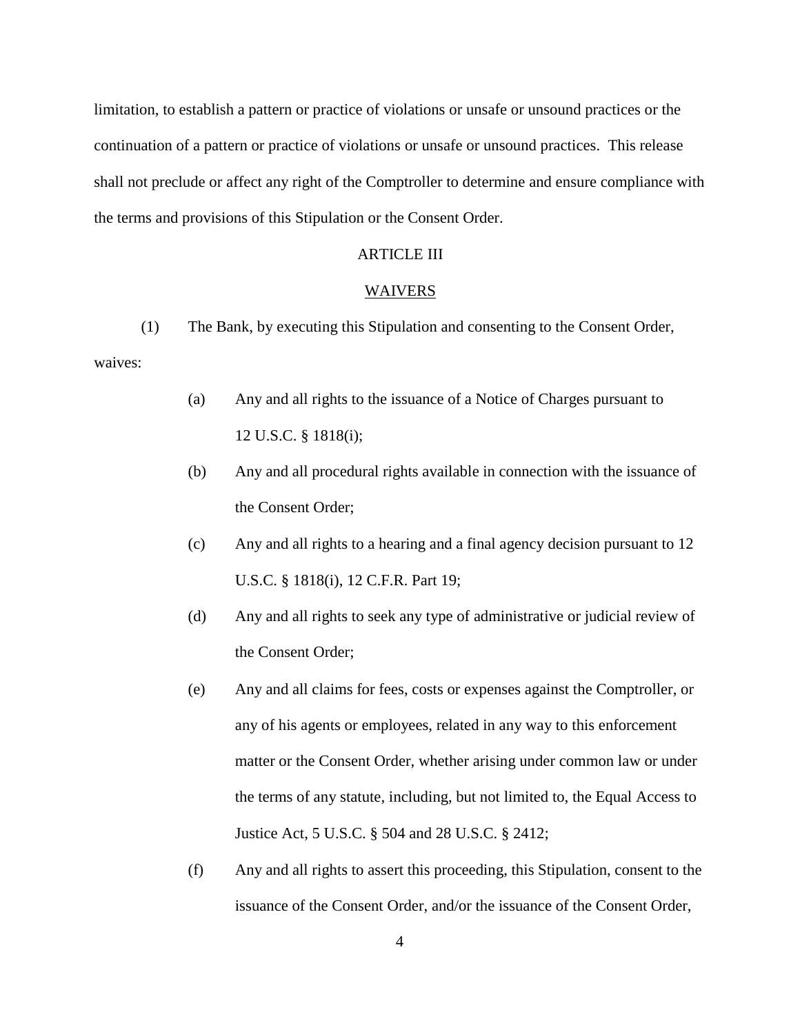limitation, to establish a pattern or practice of violations or unsafe or unsound practices or the continuation of a pattern or practice of violations or unsafe or unsound practices. This release shall not preclude or affect any right of the Comptroller to determine and ensure compliance with the terms and provisions of this Stipulation or the Consent Order.

ARTICLE III

WAIVERS

(1) The Bank, by executing this Stipulation and consenting to the Consent Order, waives:

(a) Any and all rights to the issuance of a Notice of Charges pursuant to 12 U.S.C. § 1818(i);

(b) Any and all procedural rights available in connection with the issuance of the Consent Order;

(c) Any and all rights to a hearing and a final agency decision pursuant to 12 U.S.C. § 1818(i), 12 C.F.R. Part 19;

(d) Any and all rights to seek any type of administrative or judicial review of the Consent Order;

(e) Any and all claims for fees, costs or expenses against the Comptroller, or any of his agents or employees, related in any way to this enforcement matter or the Consent Order, whether arising under common law or under the terms of any statute, including, but not limited to, the Equal Access to Justice Act, 5 U.S.C. § 504 and 28 U.S.C. § 2412;

(f) Any and all rights to assert this proceeding, this Stipulation, consent to the issuance of the Consent Order, and/or the issuance of the Consent Order,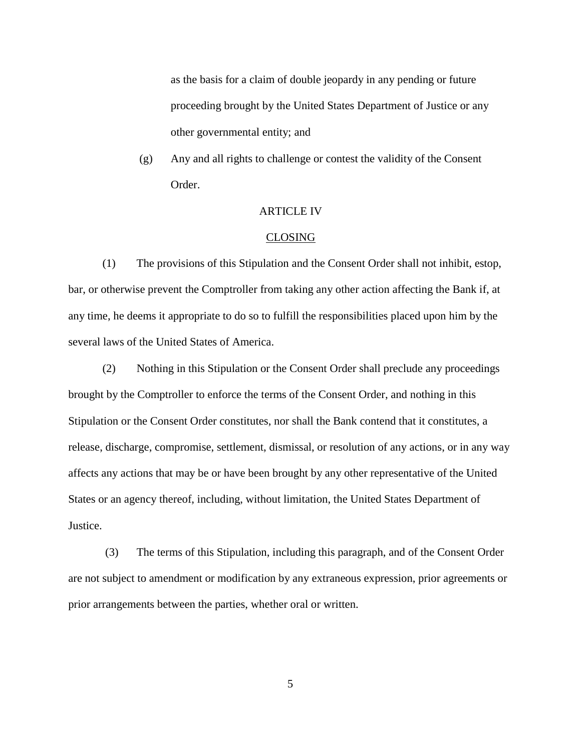as the basis for a claim of double jeopardy in any pending or future proceeding brought by the United States Department of Justice or any other governmental entity; and

(g) Any and all rights to challenge or contest the validity of the Consent Order.

ARTICLE IV

CLOSING

(1) The provisions of this Stipulation and the Consent Order shall not inhibit, estop, bar, or otherwise prevent the Comptroller from taking any other action affecting the Bank if, at any time, he deems it appropriate to do so to fulfill the responsibilities placed upon him by the several laws of the United States of America.

(2) Nothing in this Stipulation or the Consent Order shall preclude any proceedings brought by the Comptroller to enforce the terms of the Consent Order, and nothing in this Stipulation or the Consent Order constitutes, nor shall the Bank contend that it constitutes, a release, discharge, compromise, settlement, dismissal, or resolution of any actions, or in any way affects any actions that may be or have been brought by any other representative of the United States or an agency thereof, including, without limitation, the United States Department of Justice.

(3) The terms of this Stipulation, including this paragraph, and of the Consent Order are not subject to amendment or modification by any extraneous expression, prior agreements or prior arrangements between the parties, whether oral or written.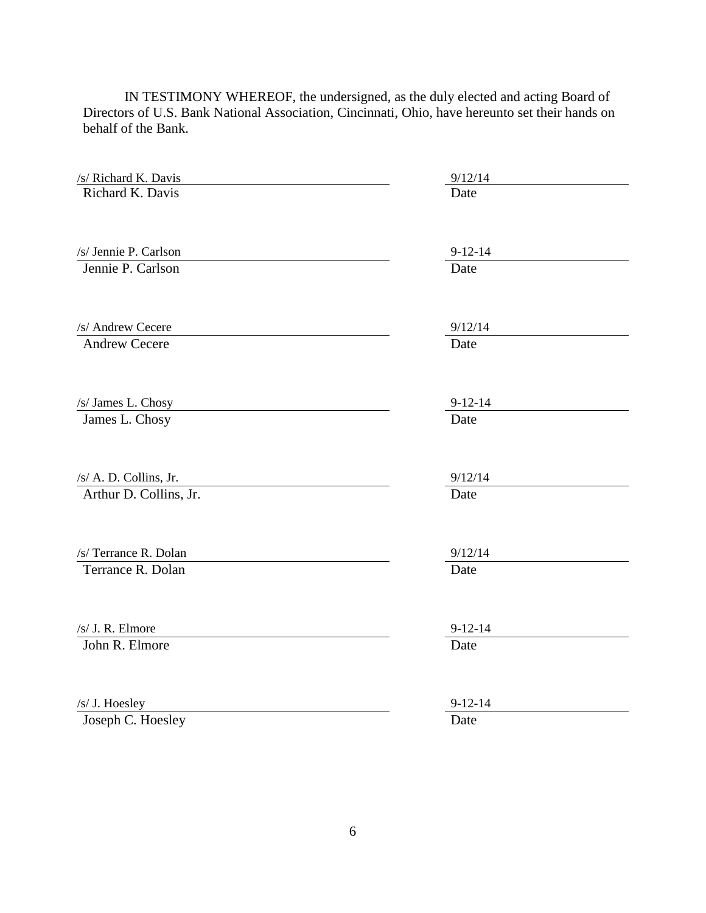IN TESTIMONY WHEREOF, the undersigned, as the duly elected and acting Board of Directors of U.S. Bank National Association, Cincinnati, Ohio, have hereunto set their hands on behalf of the Bank.

| | |
|---|---|
| /s/ Richard K. Davis | 9/12/14 |
| Richard K. Davis | Date |
| /s/ Jennie P. Carlson | 9-12-14 |
| Jennie P. Carlson | Date |
| /s/ Andrew Cecere | 9/12/14 |
| Andrew Cecere | Date |
| /s/ James L. Chosy | 9-12-14 |
| James L. Chosy | Date |
| /s/ A. D. Collins, Jr. | 9/12/14 |
| Arthur D. Collins, Jr. | Date |
| /s/ Terrance R. Dolan | 9/12/14 |
| Terrance R. Dolan | Date |
| /s/ J. R. Elmore | 9-12-14 |
| John R. Elmore | Date |
| /s/ J. Hoesley | 9-12-14 |
| Joseph C. Hoesley | Date |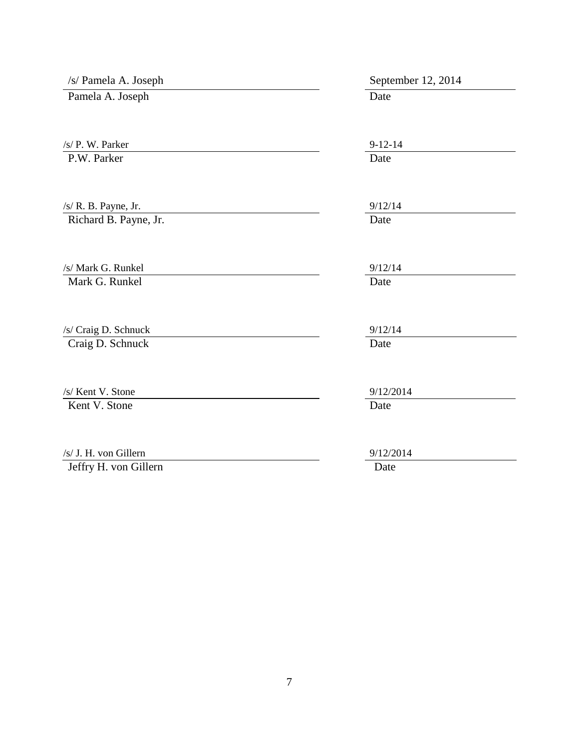| /s/ Pamela A. Joseph | September 12, 2014 |
| --- | --- |
| Pamela A. Joseph | Date |
| | |
| /s/ P. W. Parker | 9-12-14 |
| P.W. Parker | Date |
| | |
| /s/ R. B. Payne, Jr. | 9/12/14 |
| Richard B. Payne, Jr. | Date |
| | |
| /s/ Mark G. Runkel | 9/12/14 |
| Mark G. Runkel | Date |
| | |
| /s/ Craig D. Schnuck | 9/12/14 |
| Craig D. Schnuck | Date |
| | |
| /s/ Kent V. Stone | 9/12/2014 |
| Kent V. Stone | Date |
| | |
| /s/ J. H. von Gillern | 9/12/2014 |
| Jeffry H. von Gillern | Date |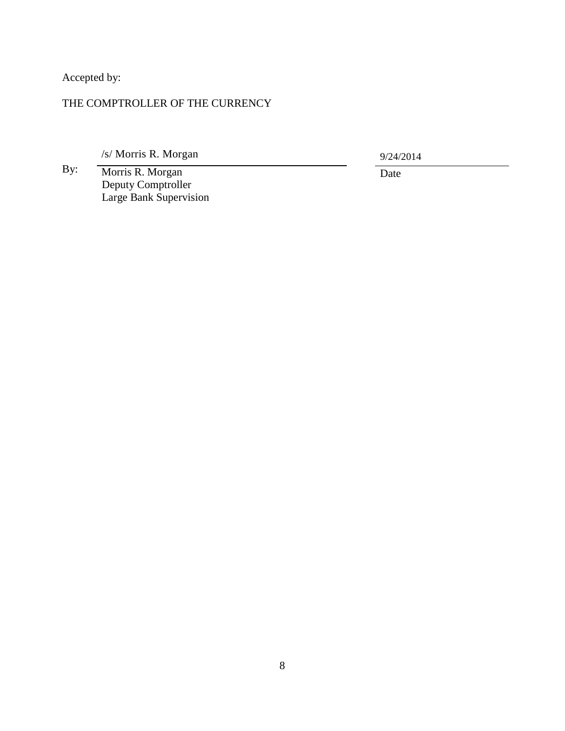Accepted by:

THE COMPTROLLER OF THE CURRENCY

/s/ Morris R. Morgan

By: Morris R. Morgan
Deputy Comptroller
Large Bank Supervision

9/24/2014

Date